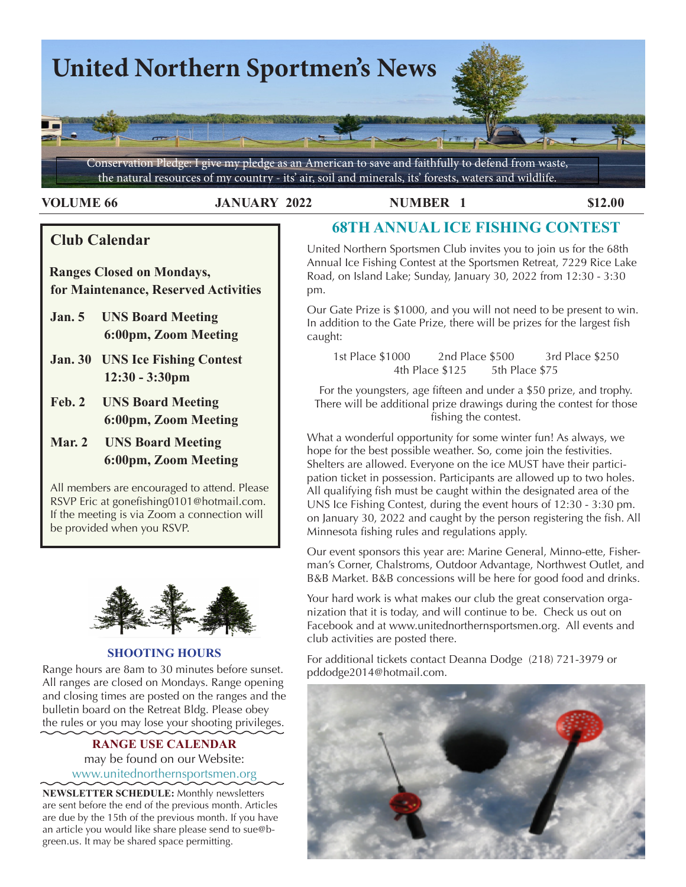# United Northern Sportmen's News

Conservation Pledge: I give my pledge as an American to save and faithfully to defend from waste, the natural resources of my country - its' air, soil and minerals, its' forests, waters and wildlife.

**VOLUME 66** | **JANUARY 2022** | **NUMBER 1** | **$12.00**

## Club Calendar

**Ranges Closed on Mondays, for Maintenance, Reserved Activities**

- **Jan. 5** UNS Board Meeting 6:00pm, Zoom Meeting
- **Jan. 30** UNS Ice Fishing Contest 12:30 - 3:30pm
- **Feb. 2** UNS Board Meeting 6:00pm, Zoom Meeting
- **Mar. 2** UNS Board Meeting 6:00pm, Zoom Meeting

All members are encouraged to attend. Please RSVP Eric at gonefishing0101@hotmail.com. If the meeting is via Zoom a connection will be provided when you RSVP.

### SHOOTING HOURS

Range hours are 8am to 30 minutes before sunset. All ranges are closed on Mondays. Range opening and closing times are posted on the ranges and the bulletin board on the Retreat Bldg. Please obey the rules or you may lose your shooting privileges.

### RANGE USE CALENDAR

may be found on our Website:
www.unitednorthernsportsmen.org

**NEWSLETTER SCHEDULE:** Monthly newsletters are sent before the end of the previous month. Articles are due by the 15th of the previous month. If you have an article you would like share please send to sue@b-green.us. It may be shared space permitting.

## 68TH ANNUAL ICE FISHING CONTEST

United Northern Sportsmen Club invites you to join us for the 68th Annual Ice Fishing Contest at the Sportsmen Retreat, 7229 Rice Lake Road, on Island Lake; Sunday, January 30, 2022 from 12:30 - 3:30 pm.

Our Gate Prize is $1000, and you will not need to be present to win. In addition to the Gate Prize, there will be prizes for the largest fish caught:

1st Place $1000 2nd Place $500 3rd Place $250
4th Place $125 5th Place $75

For the youngsters, age fifteen and under a $50 prize, and trophy. There will be additional prize drawings during the contest for those fishing the contest.

What a wonderful opportunity for some winter fun! As always, we hope for the best possible weather. So, come join the festivities. Shelters are allowed. Everyone on the ice MUST have their participation ticket in possession. Participants are allowed up to two holes. All qualifying fish must be caught within the designated area of the UNS Ice Fishing Contest, during the event hours of 12:30 - 3:30 pm. on January 30, 2022 and caught by the person registering the fish. All Minnesota fishing rules and regulations apply.

Our event sponsors this year are: Marine General, Minno-ette, Fisherman's Corner, Chalstroms, Outdoor Advantage, Northwest Outlet, and B&B Market. B&B concessions will be here for good food and drinks.

Your hard work is what makes our club the great conservation organization that it is today, and will continue to be. Check us out on Facebook and at www.unitednorthernsportsmen.org. All events and club activities are posted there.

For additional tickets contact Deanna Dodge (218) 721-3979 or pddodge2014@hotmail.com.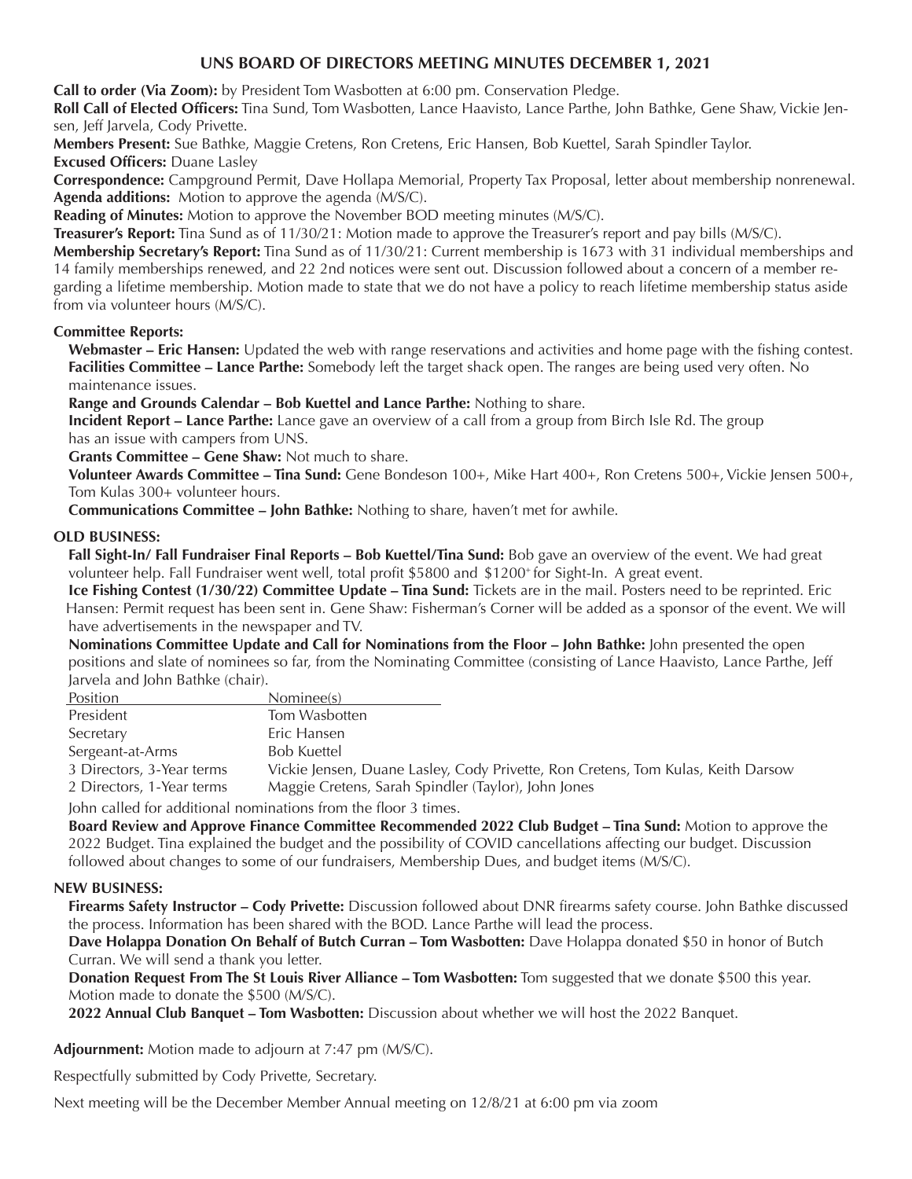## UNS BOARD OF DIRECTORS MEETING MINUTES DECEMBER 1, 2021

**Call to order (Via Zoom):** by President Tom Wasbotten at 6:00 pm. Conservation Pledge.

**Roll Call of Elected Officers:** Tina Sund, Tom Wasbotten, Lance Haavisto, Lance Parthe, John Bathke, Gene Shaw, Vickie Jensen, Jeff Jarvela, Cody Privette.

**Members Present:** Sue Bathke, Maggie Cretens, Ron Cretens, Eric Hansen, Bob Kuettel, Sarah Spindler Taylor.

**Excused Officers:** Duane Lasley

**Correspondence:** Campground Permit, Dave Hollapa Memorial, Property Tax Proposal, letter about membership nonrenewal.

**Agenda additions:** Motion to approve the agenda (M/S/C).

**Reading of Minutes:** Motion to approve the November BOD meeting minutes (M/S/C).

**Treasurer's Report:** Tina Sund as of 11/30/21: Motion made to approve the Treasurer's report and pay bills (M/S/C).

**Membership Secretary's Report:** Tina Sund as of 11/30/21: Current membership is 1673 with 31 individual memberships and 14 family memberships renewed, and 22 2nd notices were sent out. Discussion followed about a concern of a member regarding a lifetime membership. Motion made to state that we do not have a policy to reach lifetime membership status aside from via volunteer hours (M/S/C).

### Committee Reports:

**Webmaster – Eric Hansen:** Updated the web with range reservations and activities and home page with the fishing contest.

**Facilities Committee – Lance Parthe:** Somebody left the target shack open. The ranges are being used very often. No maintenance issues.

**Range and Grounds Calendar – Bob Kuettel and Lance Parthe:** Nothing to share.

**Incident Report – Lance Parthe:** Lance gave an overview of a call from a group from Birch Isle Rd. The group has an issue with campers from UNS.

**Grants Committee – Gene Shaw:** Not much to share.

**Volunteer Awards Committee – Tina Sund:** Gene Bondeson 100+, Mike Hart 400+, Ron Cretens 500+, Vickie Jensen 500+, Tom Kulas 300+ volunteer hours.

**Communications Committee – John Bathke:** Nothing to share, haven't met for awhile.

### OLD BUSINESS:

**Fall Sight-In/ Fall Fundraiser Final Reports – Bob Kuettel/Tina Sund:** Bob gave an overview of the event. We had great volunteer help. Fall Fundraiser went well, total profit $5800 and $1200+ for Sight-In. A great event.

**Ice Fishing Contest (1/30/22) Committee Update – Tina Sund:** Tickets are in the mail. Posters need to be reprinted. Eric Hansen: Permit request has been sent in. Gene Shaw: Fisherman's Corner will be added as a sponsor of the event. We will have advertisements in the newspaper and TV.

**Nominations Committee Update and Call for Nominations from the Floor – John Bathke:** John presented the open positions and slate of nominees so far, from the Nominating Committee (consisting of Lance Haavisto, Lance Parthe, Jeff Jarvela and John Bathke (chair).

| Position | Nominee(s) |
|---|---|
| President | Tom Wasbotten |
| Secretary | Eric Hansen |
| Sergeant-at-Arms | Bob Kuettel |
| 3 Directors, 3-Year terms | Vickie Jensen, Duane Lasley, Cody Privette, Ron Cretens, Tom Kulas, Keith Darsow |
| 2 Directors, 1-Year terms | Maggie Cretens, Sarah Spindler (Taylor), John Jones |

John called for additional nominations from the floor 3 times.

**Board Review and Approve Finance Committee Recommended 2022 Club Budget – Tina Sund:** Motion to approve the 2022 Budget. Tina explained the budget and the possibility of COVID cancellations affecting our budget. Discussion followed about changes to some of our fundraisers, Membership Dues, and budget items (M/S/C).

### NEW BUSINESS:

**Firearms Safety Instructor – Cody Privette:** Discussion followed about DNR firearms safety course. John Bathke discussed the process. Information has been shared with the BOD. Lance Parthe will lead the process.

**Dave Holappa Donation On Behalf of Butch Curran – Tom Wasbotten:** Dave Holappa donated $50 in honor of Butch Curran. We will send a thank you letter.

**Donation Request From The St Louis River Alliance – Tom Wasbotten:** Tom suggested that we donate $500 this year. Motion made to donate the $500 (M/S/C).

**2022 Annual Club Banquet – Tom Wasbotten:** Discussion about whether we will host the 2022 Banquet.

**Adjournment:** Motion made to adjourn at 7:47 pm (M/S/C).

Respectfully submitted by Cody Privette, Secretary.

Next meeting will be the December Member Annual meeting on 12/8/21 at 6:00 pm via zoom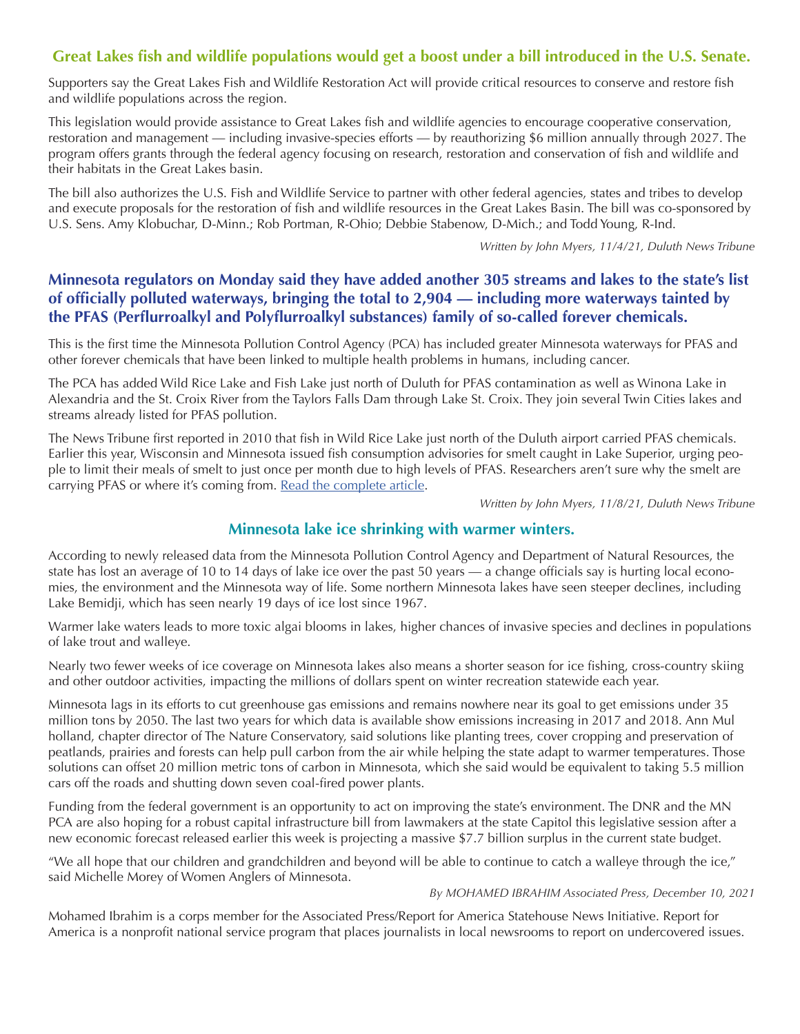## Great Lakes fish and wildlife populations would get a boost under a bill introduced in the U.S. Senate.

Supporters say the Great Lakes Fish and Wildlife Restoration Act will provide critical resources to conserve and restore fish and wildlife populations across the region.

This legislation would provide assistance to Great Lakes fish and wildlife agencies to encourage cooperative conservation, restoration and management — including invasive-species efforts — by reauthorizing $6 million annually through 2027. The program offers grants through the federal agency focusing on research, restoration and conservation of fish and wildlife and their habitats in the Great Lakes basin.

The bill also authorizes the U.S. Fish and Wildlife Service to partner with other federal agencies, states and tribes to develop and execute proposals for the restoration of fish and wildlife resources in the Great Lakes Basin. The bill was co-sponsored by U.S. Sens. Amy Klobuchar, D-Minn.; Rob Portman, R-Ohio; Debbie Stabenow, D-Mich.; and Todd Young, R-Ind.

*Written by John Myers, 11/4/21, Duluth News Tribune*

## Minnesota regulators on Monday said they have added another 305 streams and lakes to the state's list of officially polluted waterways, bringing the total to 2,904 — including more waterways tainted by the PFAS (Perflurroalkyl and Polyflurroalkyl substances) family of so-called forever chemicals.

This is the first time the Minnesota Pollution Control Agency (PCA) has included greater Minnesota waterways for PFAS and other forever chemicals that have been linked to multiple health problems in humans, including cancer.

The PCA has added Wild Rice Lake and Fish Lake just north of Duluth for PFAS contamination as well as Winona Lake in Alexandria and the St. Croix River from the Taylors Falls Dam through Lake St. Croix. They join several Twin Cities lakes and streams already listed for PFAS pollution.

The News Tribune first reported in 2010 that fish in Wild Rice Lake just north of the Duluth airport carried PFAS chemicals. Earlier this year, Wisconsin and Minnesota issued fish consumption advisories for smelt caught in Lake Superior, urging people to limit their meals of smelt to just once per month due to high levels of PFAS. Researchers aren't sure why the smelt are carrying PFAS or where it's coming from. Read the complete article.

*Written by John Myers, 11/8/21, Duluth News Tribune*

## Minnesota lake ice shrinking with warmer winters.

According to newly released data from the Minnesota Pollution Control Agency and Department of Natural Resources, the state has lost an average of 10 to 14 days of lake ice over the past 50 years — a change officials say is hurting local economies, the environment and the Minnesota way of life. Some northern Minnesota lakes have seen steeper declines, including Lake Bemidji, which has seen nearly 19 days of ice lost since 1967.

Warmer lake waters leads to more toxic algai blooms in lakes, higher chances of invasive species and declines in populations of lake trout and walleye.

Nearly two fewer weeks of ice coverage on Minnesota lakes also means a shorter season for ice fishing, cross-country skiing and other outdoor activities, impacting the millions of dollars spent on winter recreation statewide each year.

Minnesota lags in its efforts to cut greenhouse gas emissions and remains nowhere near its goal to get emissions under 35 million tons by 2050. The last two years for which data is available show emissions increasing in 2017 and 2018. Ann Mul holland, chapter director of The Nature Conservatory, said solutions like planting trees, cover cropping and preservation of peatlands, prairies and forests can help pull carbon from the air while helping the state adapt to warmer temperatures. Those solutions can offset 20 million metric tons of carbon in Minnesota, which she said would be equivalent to taking 5.5 million cars off the roads and shutting down seven coal-fired power plants.

Funding from the federal government is an opportunity to act on improving the state's environment. The DNR and the MN PCA are also hoping for a robust capital infrastructure bill from lawmakers at the state Capitol this legislative session after a new economic forecast released earlier this week is projecting a massive $7.7 billion surplus in the current state budget.

"We all hope that our children and grandchildren and beyond will be able to continue to catch a walleye through the ice," said Michelle Morey of Women Anglers of Minnesota.

*By MOHAMED IBRAHIM Associated Press, December 10, 2021*

Mohamed Ibrahim is a corps member for the Associated Press/Report for America Statehouse News Initiative. Report for America is a nonprofit national service program that places journalists in local newsrooms to report on undercovered issues.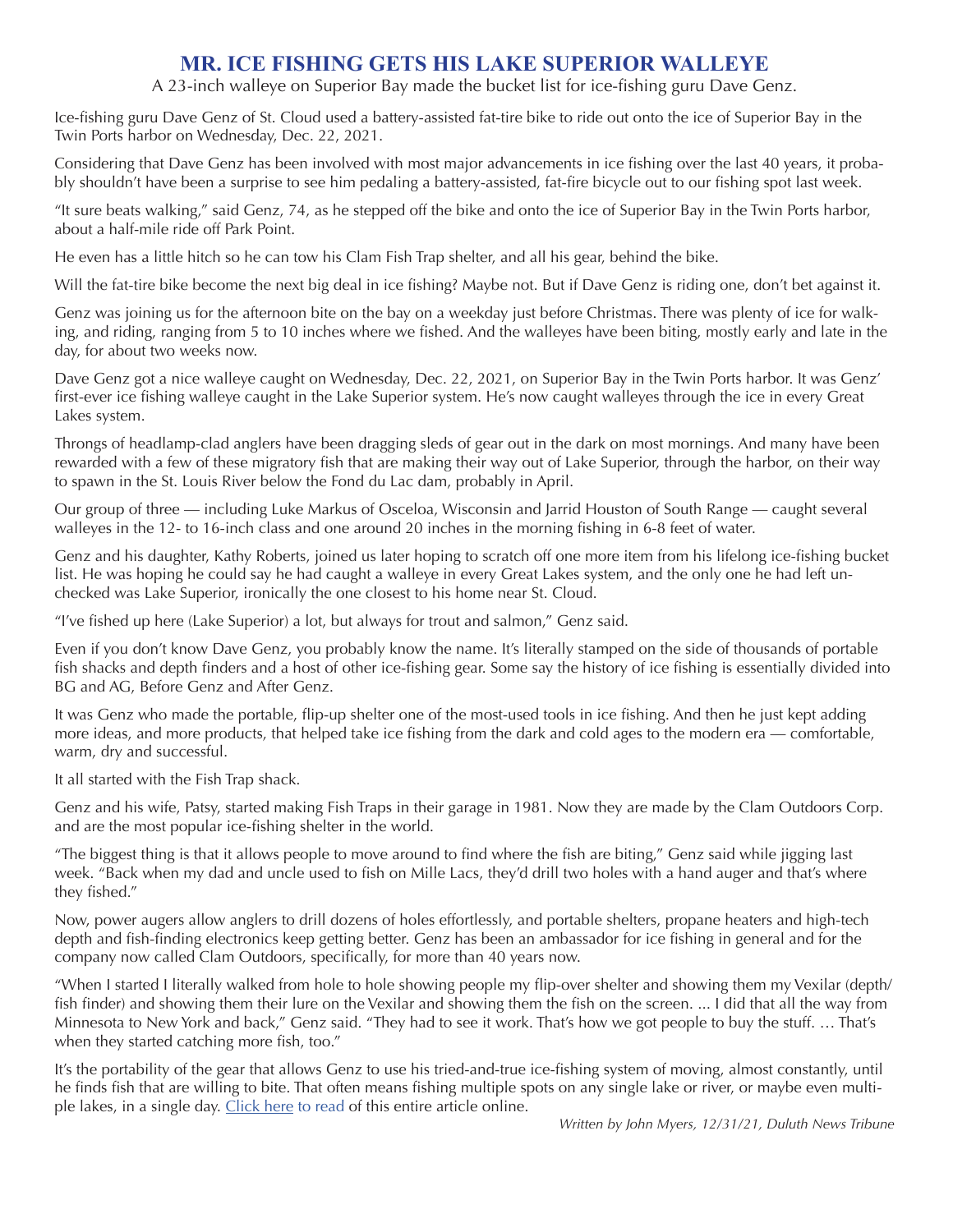# MR. ICE FISHING GETS HIS LAKE SUPERIOR WALLEYE

A 23-inch walleye on Superior Bay made the bucket list for ice-fishing guru Dave Genz.

Ice-fishing guru Dave Genz of St. Cloud used a battery-assisted fat-tire bike to ride out onto the ice of Superior Bay in the Twin Ports harbor on Wednesday, Dec. 22, 2021.

Considering that Dave Genz has been involved with most major advancements in ice fishing over the last 40 years, it probably shouldn't have been a surprise to see him pedaling a battery-assisted, fat-fire bicycle out to our fishing spot last week.

"It sure beats walking," said Genz, 74, as he stepped off the bike and onto the ice of Superior Bay in the Twin Ports harbor, about a half-mile ride off Park Point.

He even has a little hitch so he can tow his Clam Fish Trap shelter, and all his gear, behind the bike.

Will the fat-tire bike become the next big deal in ice fishing? Maybe not. But if Dave Genz is riding one, don't bet against it.

Genz was joining us for the afternoon bite on the bay on a weekday just before Christmas. There was plenty of ice for walking, and riding, ranging from 5 to 10 inches where we fished. And the walleyes have been biting, mostly early and late in the day, for about two weeks now.

Dave Genz got a nice walleye caught on Wednesday, Dec. 22, 2021, on Superior Bay in the Twin Ports harbor. It was Genz' first-ever ice fishing walleye caught in the Lake Superior system. He's now caught walleyes through the ice in every Great Lakes system.

Throngs of headlamp-clad anglers have been dragging sleds of gear out in the dark on most mornings. And many have been rewarded with a few of these migratory fish that are making their way out of Lake Superior, through the harbor, on their way to spawn in the St. Louis River below the Fond du Lac dam, probably in April.

Our group of three — including Luke Markus of Osceloa, Wisconsin and Jarrid Houston of South Range — caught several walleyes in the 12- to 16-inch class and one around 20 inches in the morning fishing in 6-8 feet of water.

Genz and his daughter, Kathy Roberts, joined us later hoping to scratch off one more item from his lifelong ice-fishing bucket list. He was hoping he could say he had caught a walleye in every Great Lakes system, and the only one he had left unchecked was Lake Superior, ironically the one closest to his home near St. Cloud.

"I've fished up here (Lake Superior) a lot, but always for trout and salmon," Genz said.

Even if you don't know Dave Genz, you probably know the name. It's literally stamped on the side of thousands of portable fish shacks and depth finders and a host of other ice-fishing gear. Some say the history of ice fishing is essentially divided into BG and AG, Before Genz and After Genz.

It was Genz who made the portable, flip-up shelter one of the most-used tools in ice fishing. And then he just kept adding more ideas, and more products, that helped take ice fishing from the dark and cold ages to the modern era — comfortable, warm, dry and successful.

It all started with the Fish Trap shack.

Genz and his wife, Patsy, started making Fish Traps in their garage in 1981. Now they are made by the Clam Outdoors Corp. and are the most popular ice-fishing shelter in the world.

"The biggest thing is that it allows people to move around to find where the fish are biting," Genz said while jigging last week. "Back when my dad and uncle used to fish on Mille Lacs, they'd drill two holes with a hand auger and that's where they fished."

Now, power augers allow anglers to drill dozens of holes effortlessly, and portable shelters, propane heaters and high-tech depth and fish-finding electronics keep getting better. Genz has been an ambassador for ice fishing in general and for the company now called Clam Outdoors, specifically, for more than 40 years now.

"When I started I literally walked from hole to hole showing people my flip-over shelter and showing them my Vexilar (depth/fish finder) and showing them their lure on the Vexilar and showing them the fish on the screen. ... I did that all the way from Minnesota to New York and back," Genz said. "They had to see it work. That's how we got people to buy the stuff. … That's when they started catching more fish, too."

It's the portability of the gear that allows Genz to use his tried-and-true ice-fishing system of moving, almost constantly, until he finds fish that are willing to bite. That often means fishing multiple spots on any single lake or river, or maybe even multiple lakes, in a single day. Click here to read of this entire article online.

*Written by John Myers, 12/31/21, Duluth News Tribune*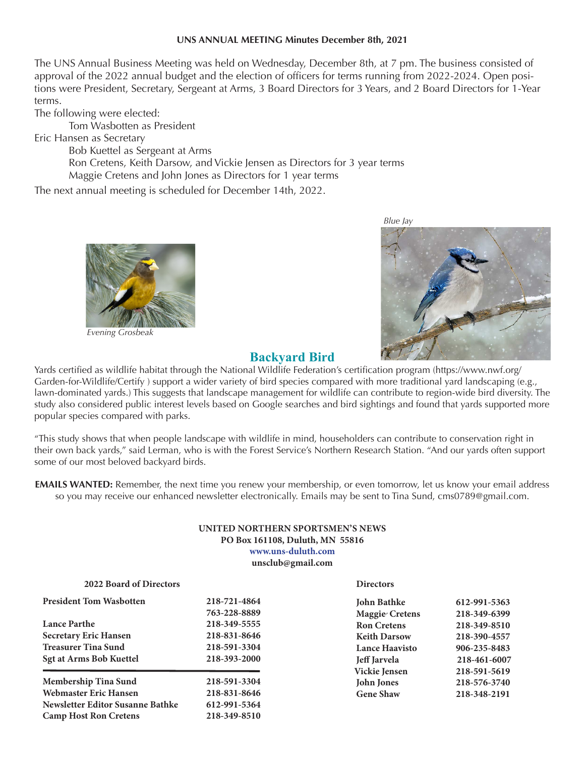**UNS ANNUAL MEETING Minutes December 8th, 2021**

The UNS Annual Business Meeting was held on Wednesday, December 8th, at 7 pm. The business consisted of approval of the 2022 annual budget and the election of officers for terms running from 2022-2024. Open positions were President, Secretary, Sergeant at Arms, 3 Board Directors for 3 Years, and 2 Board Directors for 1-Year terms.

The following were elected:

Tom Wasbotten as President
Eric Hansen as Secretary
Bob Kuettel as Sergeant at Arms
Ron Cretens, Keith Darsow, and Vickie Jensen as Directors for 3 year terms
Maggie Cretens and John Jones as Directors for 1 year terms

The next annual meeting is scheduled for December 14th, 2022.

*Blue Jay*

*Evening Grosbeak*

## Backyard Bird

Yards certified as wildlife habitat through the National Wildlife Federation's certification program (https://www.nwf.org/Garden-for-Wildlife/Certify ) support a wider variety of bird species compared with more traditional yard landscaping (e.g., lawn-dominated yards.) This suggests that landscape management for wildlife can contribute to region-wide bird diversity. The study also considered public interest levels based on Google searches and bird sightings and found that yards supported more popular species compared with parks.

"This study shows that when people landscape with wildlife in mind, householders can contribute to conservation right in their own back yards," said Lerman, who is with the Forest Service's Northern Research Station. "And our yards often support some of our most beloved backyard birds.

**EMAILS WANTED:** Remember, the next time you renew your membership, or even tomorrow, let us know your email address so you may receive our enhanced newsletter electronically. Emails may be sent to Tina Sund, cms0789@gmail.com.

**UNITED NORTHERN SPORTSMEN'S NEWS**
**PO Box 161108, Duluth, MN 55816**
**www.uns-duluth.com**
**unsclub@gmail.com**

| 2022 Board of Directors | |
|---|---|
| **President Tom Wasbotten** | **218-721-4864** |
| | **763-228-8889** |
| **Lance Parthe** | **218-349-5555** |
| **Secretary Eric Hansen** | **218-831-8646** |
| **Treasurer Tina Sund** | **218-591-3304** |
| **Sgt at Arms Bob Kuettel** | **218-393-2000** |
| **Membership Tina Sund** | **218-591-3304** |
| **Webmaster Eric Hansen** | **218-831-8646** |
| **Newsletter Editor Susanne Bathke** | **612-991-5364** |
| **Camp Host Ron Cretens** | **218-349-8510** |

| Directors | |
|---|---|
| **John Bathke** | **612-991-5363** |
| **Maggie Cretens** | **218-349-6399** |
| **Ron Cretens** | **218-349-8510** |
| **Keith Darsow** | **218-390-4557** |
| **Lance Haavisto** | **906-235-8483** |
| **Jeff Jarvela** | **218-461-6007** |
| **Vickie Jensen** | **218-591-5619** |
| **John Jones** | **218-576-3740** |
| **Gene Shaw** | **218-348-2191** |